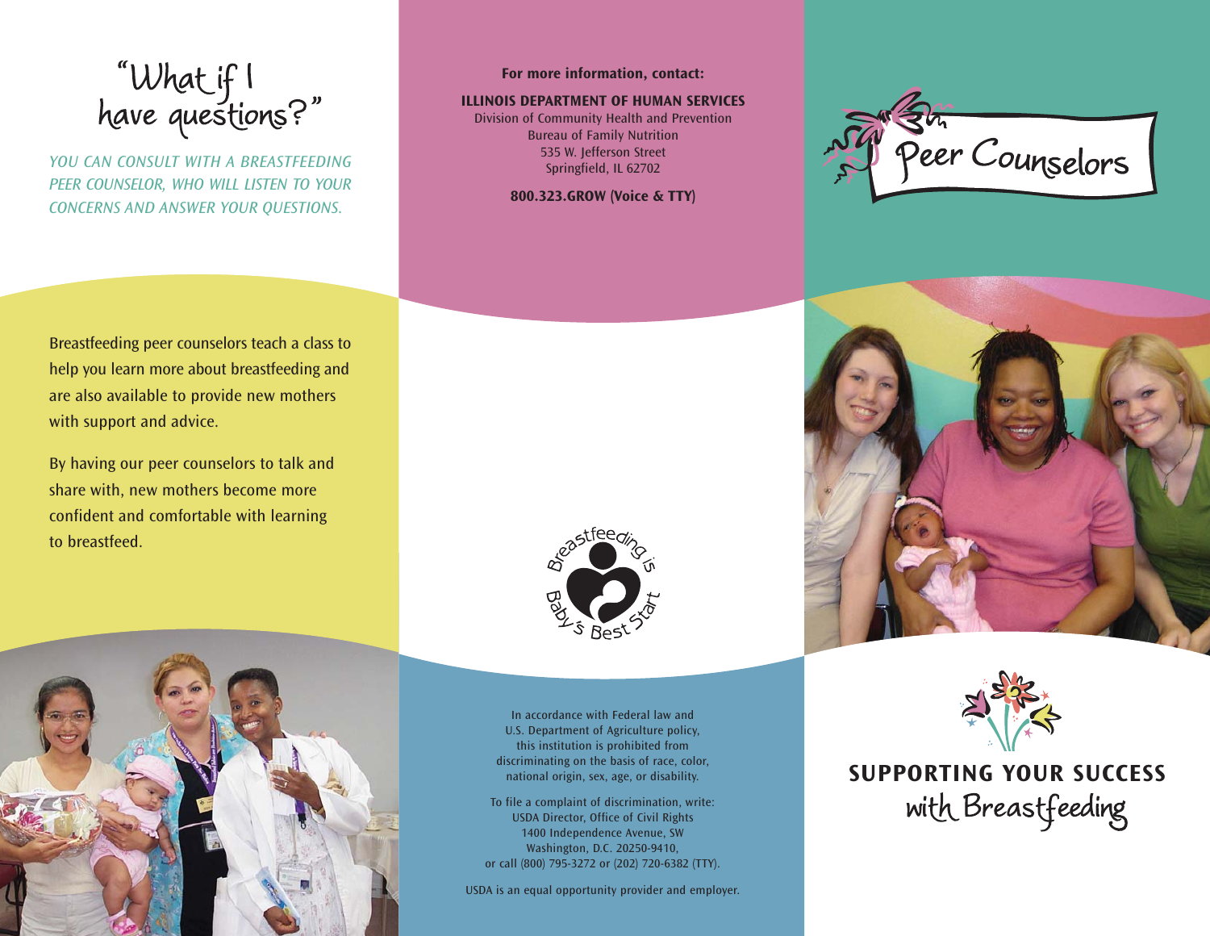# "What if I have questions?"

*YOU CAN CONSULT WITH A BREASTFEEDING PEER COUNSELOR, WHO WILL LISTEN TO YOUR CONCERNS AND ANSWER YOUR QUESTIONS.*

Breastfeeding peer counselors teach a class to help you learn more about breastfeeding and are also available to provide new mothers with support and advice.

By having our peer counselors to talk and share with, new mothers become more confident and comfortable with learning to breastfeed.

**For more information, contact:**

**ILLINOIS DEPARTMENT OF HUMAN SERVICES**
Division of Community Health and Prevention
Bureau of Family Nutrition
535 W. Jefferson Street
Springfield, IL 62702

**800.323.GROW (Voice & TTY)**

Breastfeeding is Baby's Best Start

In accordance with Federal law and U.S. Department of Agriculture policy, this institution is prohibited from discriminating on the basis of race, color, national origin, sex, age, or disability.

To file a complaint of discrimination, write: USDA Director, Office of Civil Rights 1400 Independence Avenue, SW Washington, D.C. 20250-9410, or call (800) 795-3272 or (202) 720-6382 (TTY).

USDA is an equal opportunity provider and employer.

# Peer Counselors

## SUPPORTING YOUR SUCCESS with Breastfeeding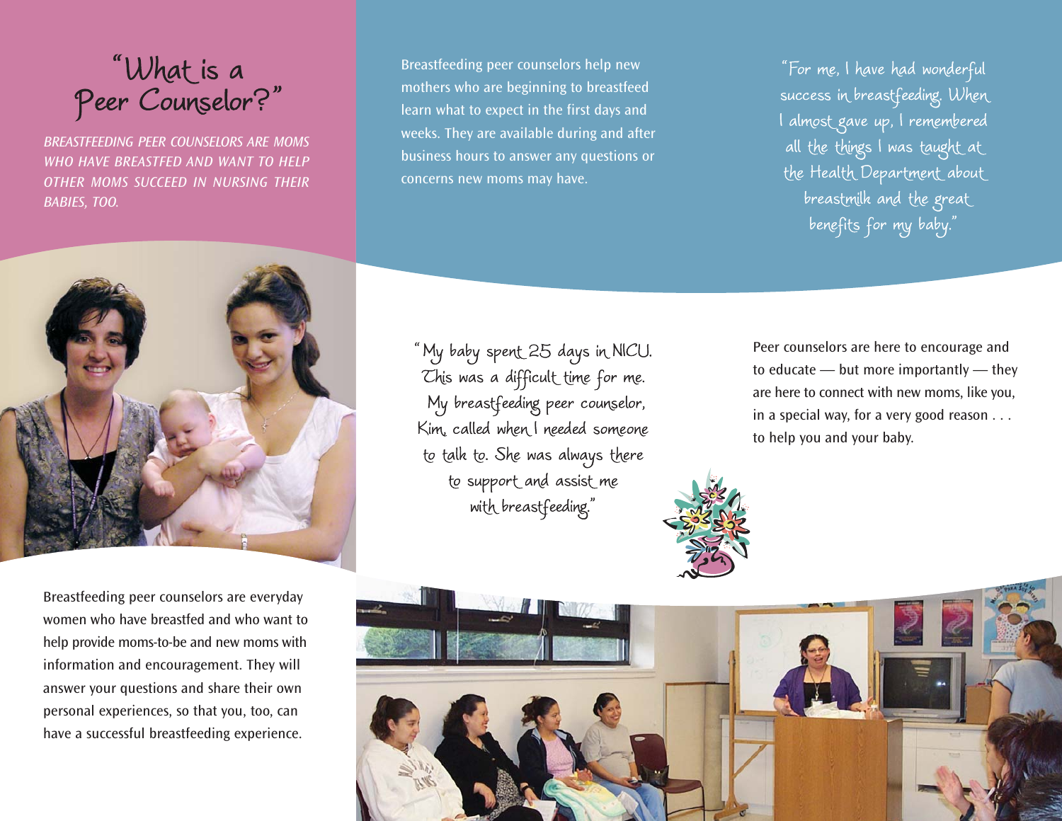# "What is a Peer Counselor?"

*BREASTFEEDING PEER COUNSELORS ARE MOMS WHO HAVE BREASTFED AND WANT TO HELP OTHER MOMS SUCCEED IN NURSING THEIR BABIES, TOO.*

Breastfeeding peer counselors are everyday women who have breastfed and who want to help provide moms-to-be and new moms with information and encouragement. They will answer your questions and share their own personal experiences, so that you, too, can have a successful breastfeeding experience.

Breastfeeding peer counselors help new mothers who are beginning to breastfeed learn what to expect in the first days and weeks. They are available during and after business hours to answer any questions or concerns new moms may have.

"For me, I have had wonderful success in breastfeeding. When I almost gave up, I remembered all the things I was taught at the Health Department about breastmilk and the great benefits for my baby."

"My baby spent 25 days in NICU. This was a difficult time for me. My breastfeeding peer counselor, Kim, called when I needed someone to talk to. She was always there to support and assist me with breastfeeding."

Peer counselors are here to encourage and to educate — but more importantly — they are here to connect with new moms, like you, in a special way, for a very good reason . . . to help you and your baby.